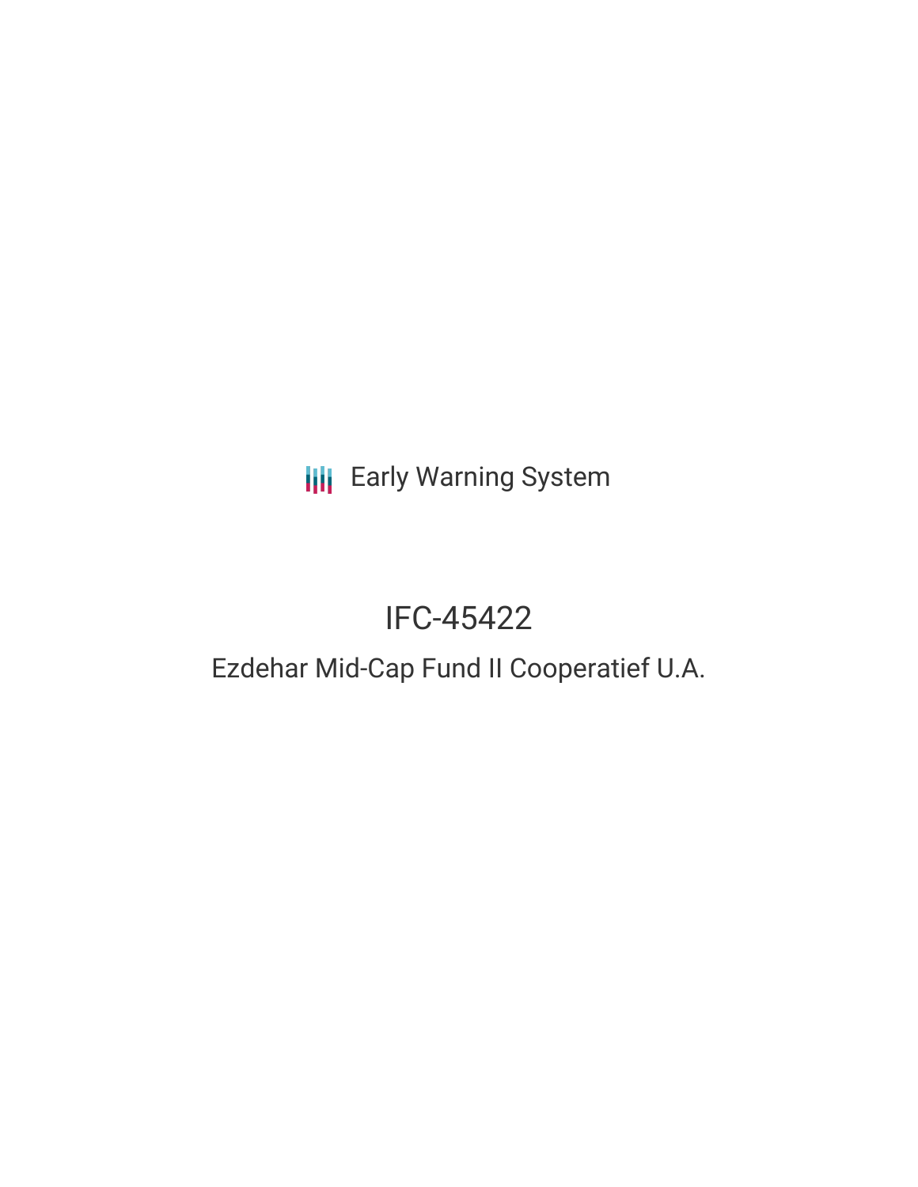Early Warning System

# IFC-45422

## Ezdehar Mid-Cap Fund II Cooperatief U.A.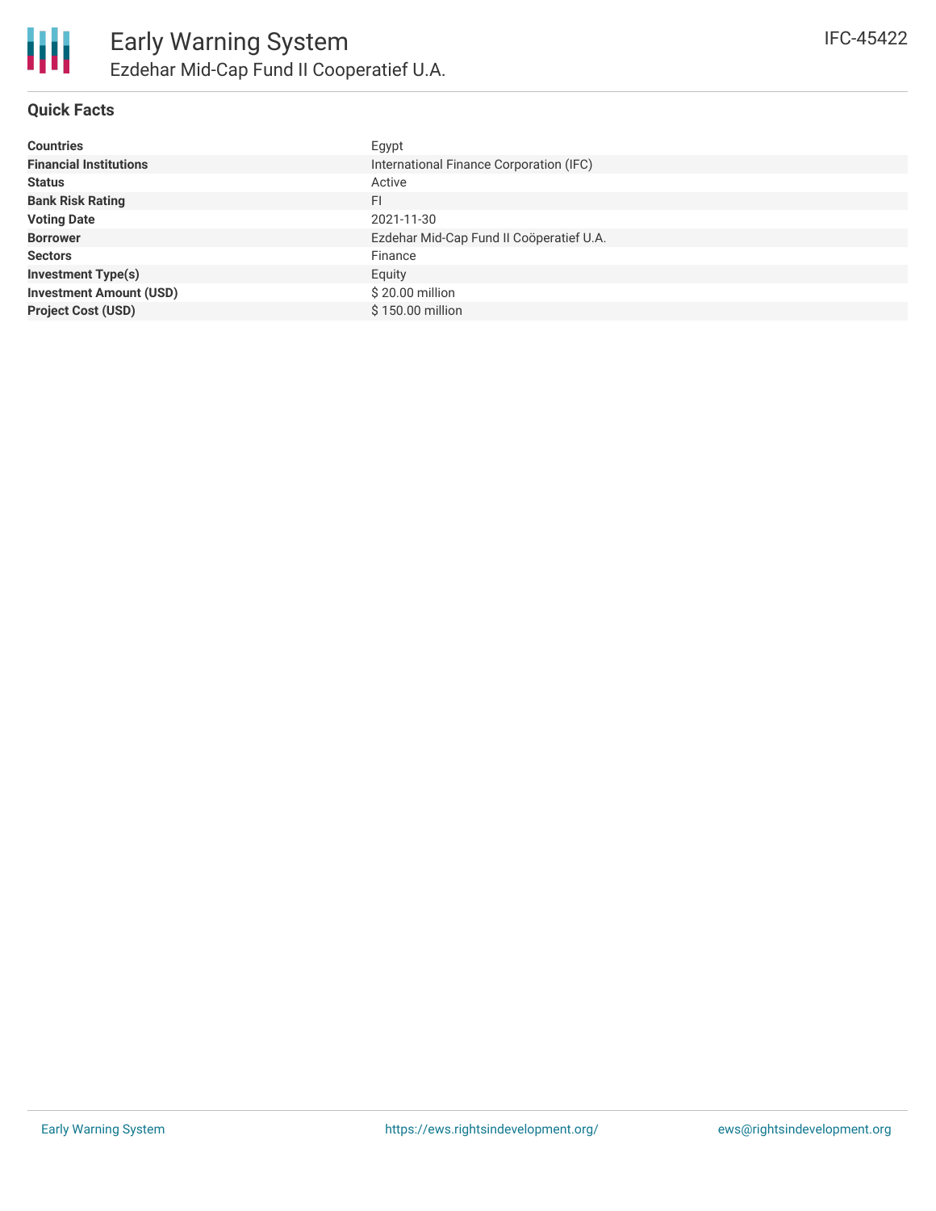# Early Warning System

## Ezdehar Mid-Cap Fund II Cooperatief U.A.

IFC-45422

### Quick Facts

| | |
|---|---|
| **Countries** | Egypt |
| **Financial Institutions** | International Finance Corporation (IFC) |
| **Status** | Active |
| **Bank Risk Rating** | FI |
| **Voting Date** | 2021-11-30 |
| **Borrower** | Ezdehar Mid-Cap Fund II Coöperatief U.A. |
| **Sectors** | Finance |
| **Investment Type(s)** | Equity |
| **Investment Amount (USD)** | $ 20.00 million |
| **Project Cost (USD)** | $ 150.00 million |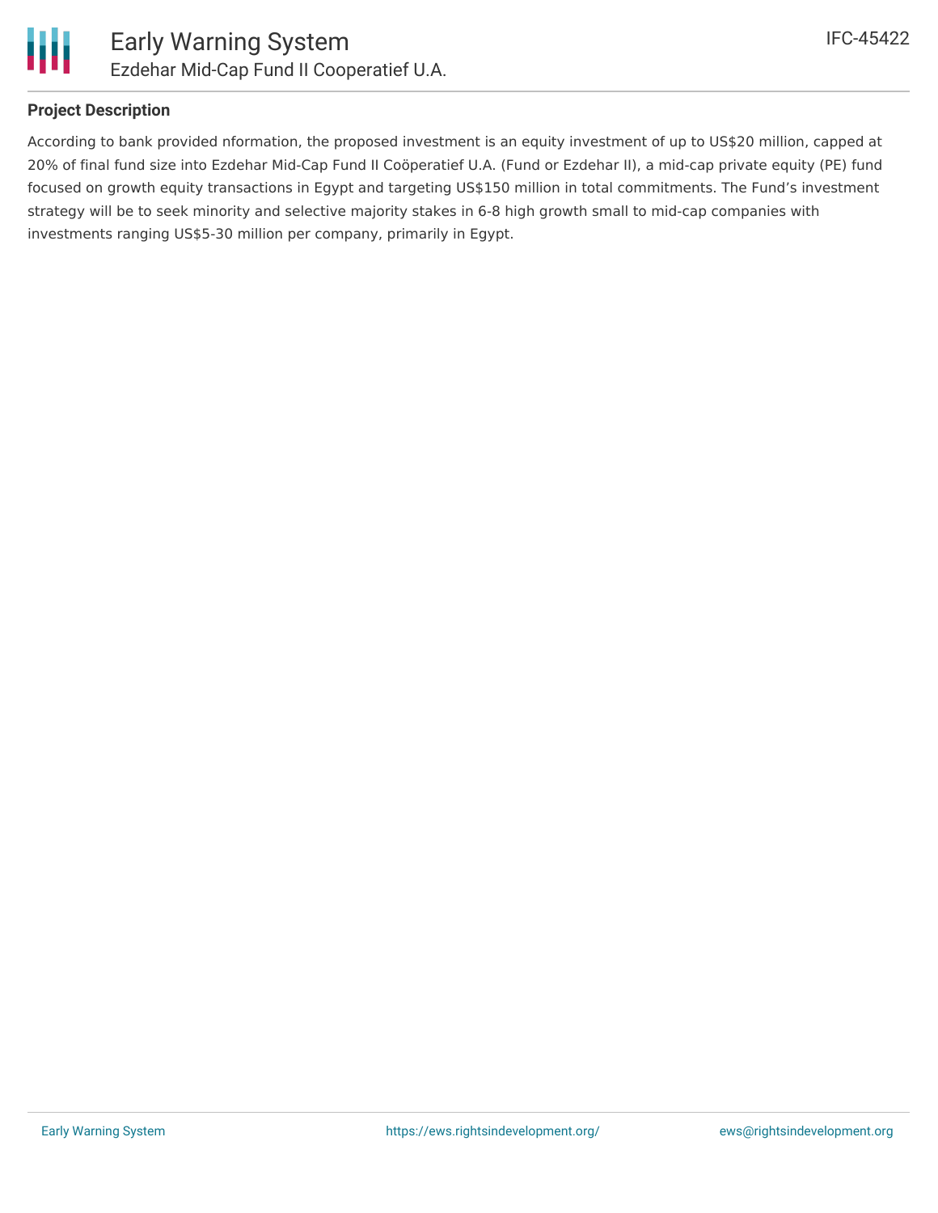## Project Description

According to bank provided nformation, the proposed investment is an equity investment of up to US$20 million, capped at 20% of final fund size into Ezdehar Mid-Cap Fund II Coöperatief U.A. (Fund or Ezdehar II), a mid-cap private equity (PE) fund focused on growth equity transactions in Egypt and targeting US$150 million in total commitments. The Fund's investment strategy will be to seek minority and selective majority stakes in 6-8 high growth small to mid-cap companies with investments ranging US$5-30 million per company, primarily in Egypt.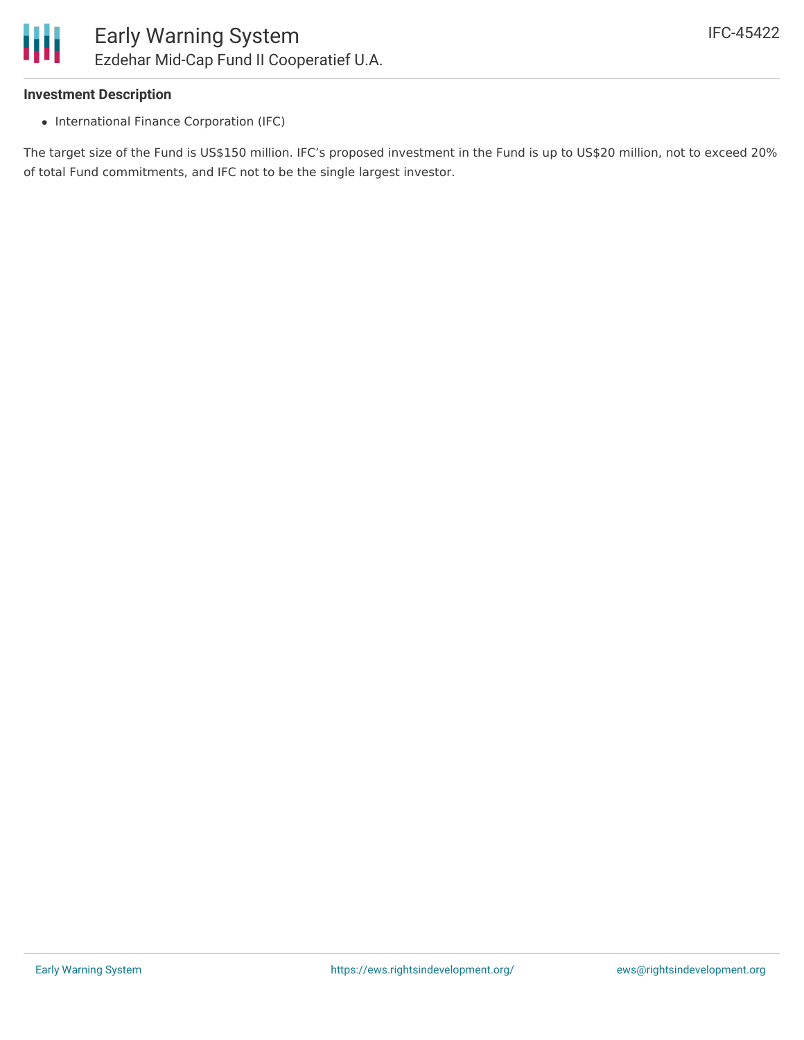**Investment Description**

- International Finance Corporation (IFC)

The target size of the Fund is US$150 million. IFC's proposed investment in the Fund is up to US$20 million, not to exceed 20% of total Fund commitments, and IFC not to be the single largest investor.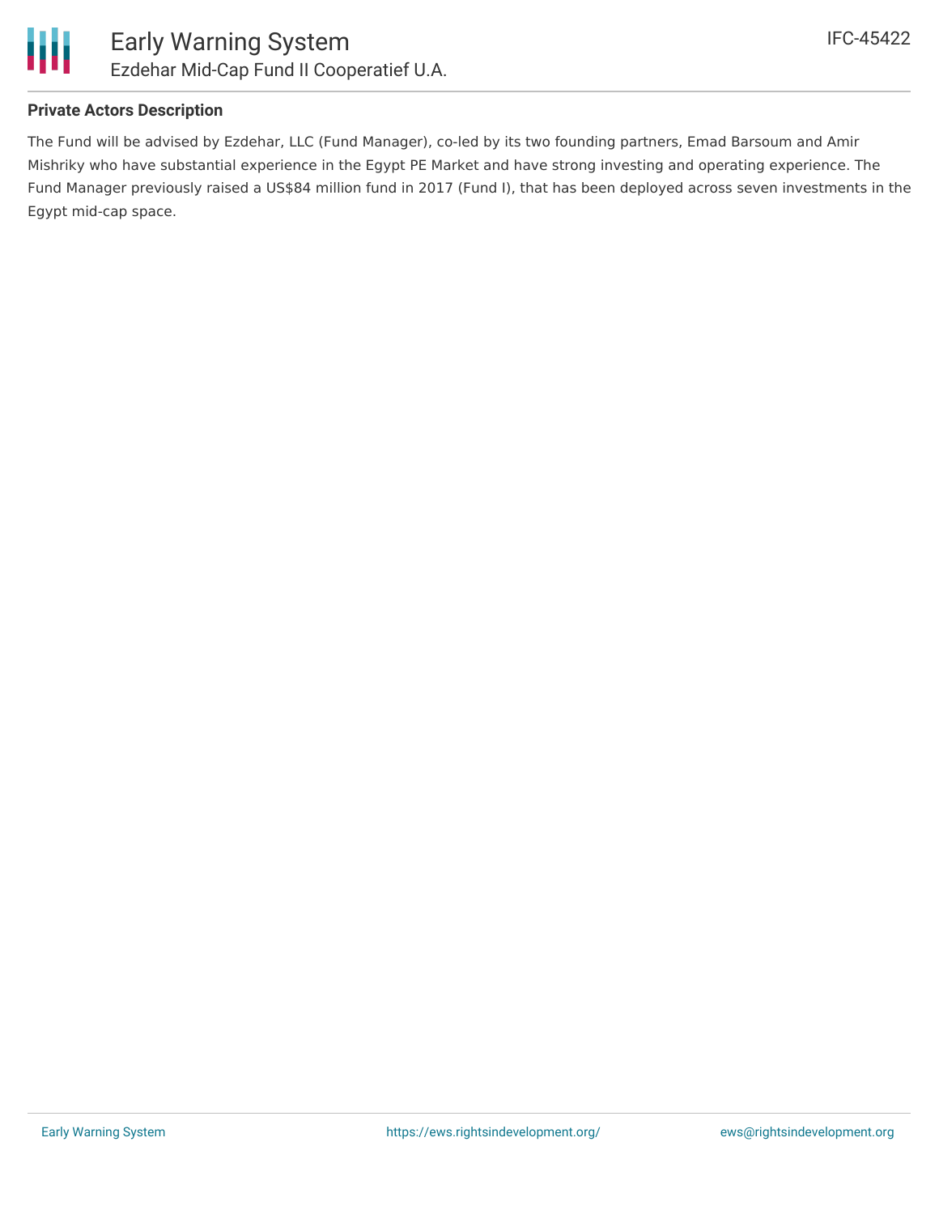### Private Actors Description

The Fund will be advised by Ezdehar, LLC (Fund Manager), co-led by its two founding partners, Emad Barsoum and Amir Mishriky who have substantial experience in the Egypt PE Market and have strong investing and operating experience. The Fund Manager previously raised a US$84 million fund in 2017 (Fund I), that has been deployed across seven investments in the Egypt mid-cap space.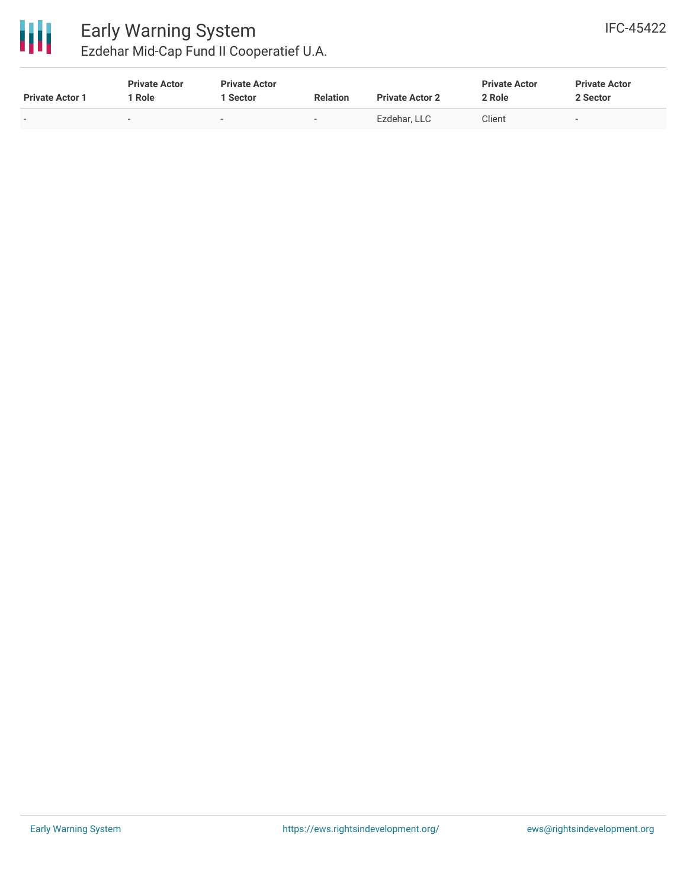| Private Actor 1 | Private Actor 1 Role | Private Actor 1 Sector | Relation | Private Actor 2 | Private Actor 2 Role | Private Actor 2 Sector |
|---|---|---|---|---|---|---|
| - | - | - | - | Ezdehar, LLC | Client | - |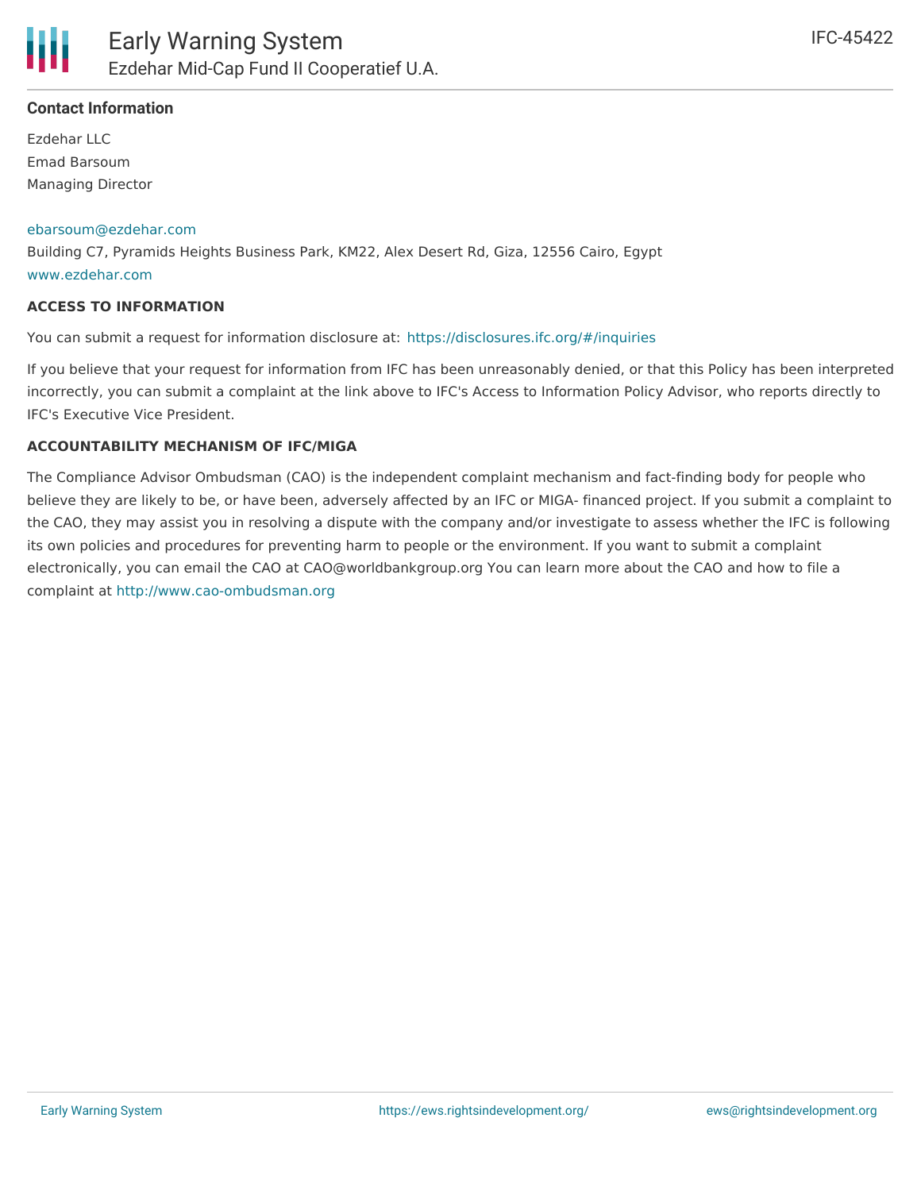### Contact Information

Ezdehar LLC
Emad Barsoum
Managing Director

ebarsoum@ezdehar.com
Building C7, Pyramids Heights Business Park, KM22, Alex Desert Rd, Giza, 12556 Cairo, Egypt
www.ezdehar.com

#### ACCESS TO INFORMATION

You can submit a request for information disclosure at: https://disclosures.ifc.org/#/inquiries

If you believe that your request for information from IFC has been unreasonably denied, or that this Policy has been interpreted incorrectly, you can submit a complaint at the link above to IFC's Access to Information Policy Advisor, who reports directly to IFC's Executive Vice President.

#### ACCOUNTABILITY MECHANISM OF IFC/MIGA

The Compliance Advisor Ombudsman (CAO) is the independent complaint mechanism and fact-finding body for people who believe they are likely to be, or have been, adversely affected by an IFC or MIGA- financed project. If you submit a complaint to the CAO, they may assist you in resolving a dispute with the company and/or investigate to assess whether the IFC is following its own policies and procedures for preventing harm to people or the environment. If you want to submit a complaint electronically, you can email the CAO at CAO@worldbankgroup.org You can learn more about the CAO and how to file a complaint at http://www.cao-ombudsman.org